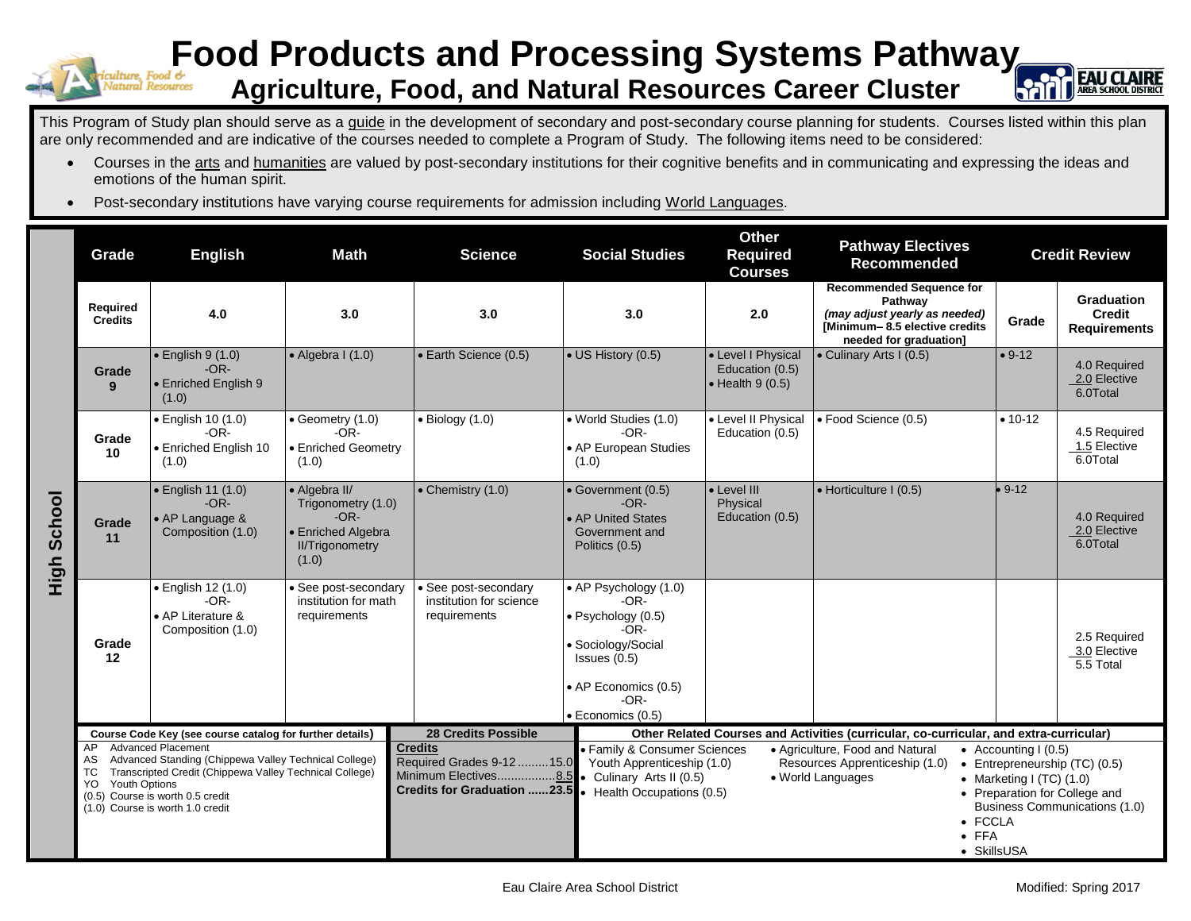# Food Products and Processing Systems Pathway

## Agriculture, Food, and Natural Resources Career Cluster

This Program of Study plan should serve as a guide in the development of secondary and post-secondary course planning for students. Courses listed within this plan are only recommended and are indicative of the courses needed to complete a Program of Study. The following items need to be considered:

- Courses in the arts and humanities are valued by post-secondary institutions for their cognitive benefits and in communicating and expressing the ideas and emotions of the human spirit.
- Post-secondary institutions have varying course requirements for admission including World Languages.

**High School**

| Grade | English | Math | Science | Social Studies | Other Required Courses | Pathway Electives Recommended | Credit Review | |
|---|---|---|---|---|---|---|---|---|
| **Required Credits** | **4.0** | **3.0** | **3.0** | **3.0** | **2.0** | **Recommended Sequence for Pathway** *(may adjust yearly as needed)* **[Minimum– 8.5 elective credits needed for graduation]** | **Grade** | **Graduation Credit Requirements** |
| **Grade 9** | • English 9 (1.0) -OR- • Enriched English 9 (1.0) | • Algebra I (1.0) | • Earth Science (0.5) | • US History (0.5) | • Level I Physical Education (0.5) • Health 9 (0.5) | • Culinary Arts I (0.5) | • 9-12 | 4.0 Required 2.0 Elective 6.0Total |
| **Grade 10** | • English 10 (1.0) -OR- • Enriched English 10 (1.0) | • Geometry (1.0) -OR- • Enriched Geometry (1.0) | • Biology (1.0) | • World Studies (1.0) -OR- • AP European Studies (1.0) | • Level II Physical Education (0.5) | • Food Science (0.5) | • 10-12 | 4.5 Required 1.5 Elective 6.0Total |
| **Grade 11** | • English 11 (1.0) -OR- • AP Language & Composition (1.0) | • Algebra II/ Trigonometry (1.0) -OR- • Enriched Algebra II/Trigonometry (1.0) | • Chemistry (1.0) | • Government (0.5) -OR- • AP United States Government and Politics (0.5) | • Level III Physical Education (0.5) | • Horticulture I (0.5) | • 9-12 | 4.0 Required 2.0 Elective 6.0Total |
| **Grade 12** | • English 12 (1.0) -OR- • AP Literature & Composition (1.0) | • See post-secondary institution for math requirements | • See post-secondary institution for science requirements | • AP Psychology (1.0) -OR- • Psychology (0.5) -OR- • Sociology/Social Issues (0.5) • AP Economics (0.5) -OR- • Economics (0.5) | | | | 2.5 Required 3.0 Elective 5.5 Total |

**Course Code Key (see course catalog for further details)**

- AP Advanced Placement
- AS Advanced Standing (Chippewa Valley Technical College)
- TC Transcripted Credit (Chippewa Valley Technical College)
- YO Youth Options
- (0.5) Course is worth 0.5 credit
- (1.0) Course is worth 1.0 credit

**28 Credits Possible**

**Credits**
Required Grades 9-12 .........15.0
Minimum Electives.................8.5
**Credits for Graduation ......23.5**

**Other Related Courses and Activities (curricular, co-curricular, and extra-curricular)**

- Family & Consumer Sciences Youth Apprenticeship (1.0)
- Culinary Arts II (0.5)
- Health Occupations (0.5)
- Agriculture, Food and Natural Resources Apprenticeship (1.0)
- World Languages
- Accounting I (0.5)
- Entrepreneurship (TC) (0.5)
- Marketing I (TC) (1.0)
- Preparation for College and Business Communications (1.0)
- FCCLA
- FFA
- SkillsUSA

Eau Claire Area School District

Modified: Spring 2017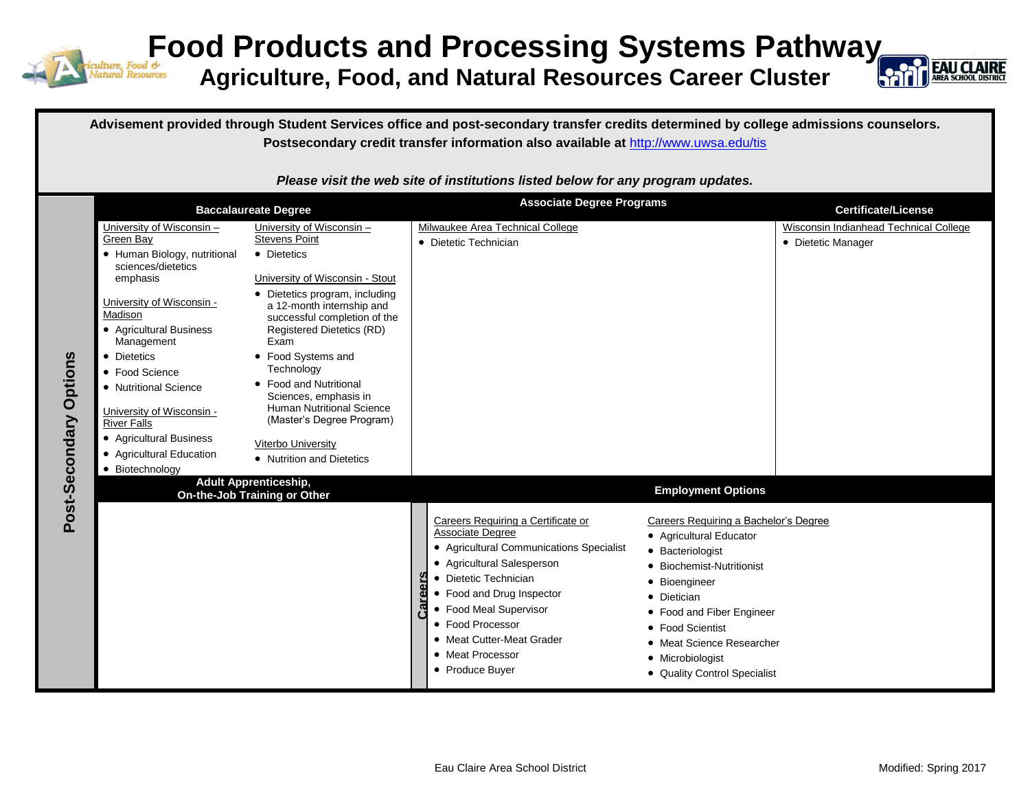# Food Products and Processing Systems Pathway

## Agriculture, Food, and Natural Resources Career Cluster

**Advisement provided through Student Services office and post-secondary transfer credits determined by college admissions counselors.**
**Postsecondary credit transfer information also available at** http://www.uwsa.edu/tis

***Please visit the web site of institutions listed below for any program updates.***

## Post-Secondary Options

### Baccalaureate Degree

University of Wisconsin – Green Bay
- Human Biology, nutritional sciences/dietetics emphasis

University of Wisconsin - Madison
- Agricultural Business Management
- Dietetics
- Food Science
- Nutritional Science

University of Wisconsin - River Falls
- Agricultural Business
- Agricultural Education
- Biotechnology

University of Wisconsin – Stevens Point
- Dietetics

University of Wisconsin - Stout
- Dietetics program, including a 12-month internship and successful completion of the Registered Dietetics (RD) Exam
- Food Systems and Technology
- Food and Nutritional Sciences, emphasis in Human Nutritional Science (Master's Degree Program)

Viterbo University
- Nutrition and Dietetics

### Associate Degree Programs

Milwaukee Area Technical College
- Dietetic Technician

### Certificate/License

Wisconsin Indianhead Technical College
- Dietetic Manager

### Adult Apprenticeship, On-the-Job Training or Other

### Employment Options

#### Careers

Careers Requiring a Certificate or Associate Degree
- Agricultural Communications Specialist
- Agricultural Salesperson
- Dietetic Technician
- Food and Drug Inspector
- Food Meal Supervisor
- Food Processor
- Meat Cutter-Meat Grader
- Meat Processor
- Produce Buyer

Careers Requiring a Bachelor's Degree
- Agricultural Educator
- Bacteriologist
- Biochemist-Nutritionist
- Bioengineer
- Dietician
- Food and Fiber Engineer
- Food Scientist
- Meat Science Researcher
- Microbiologist
- Quality Control Specialist

Eau Claire Area School District

Modified: Spring 2017